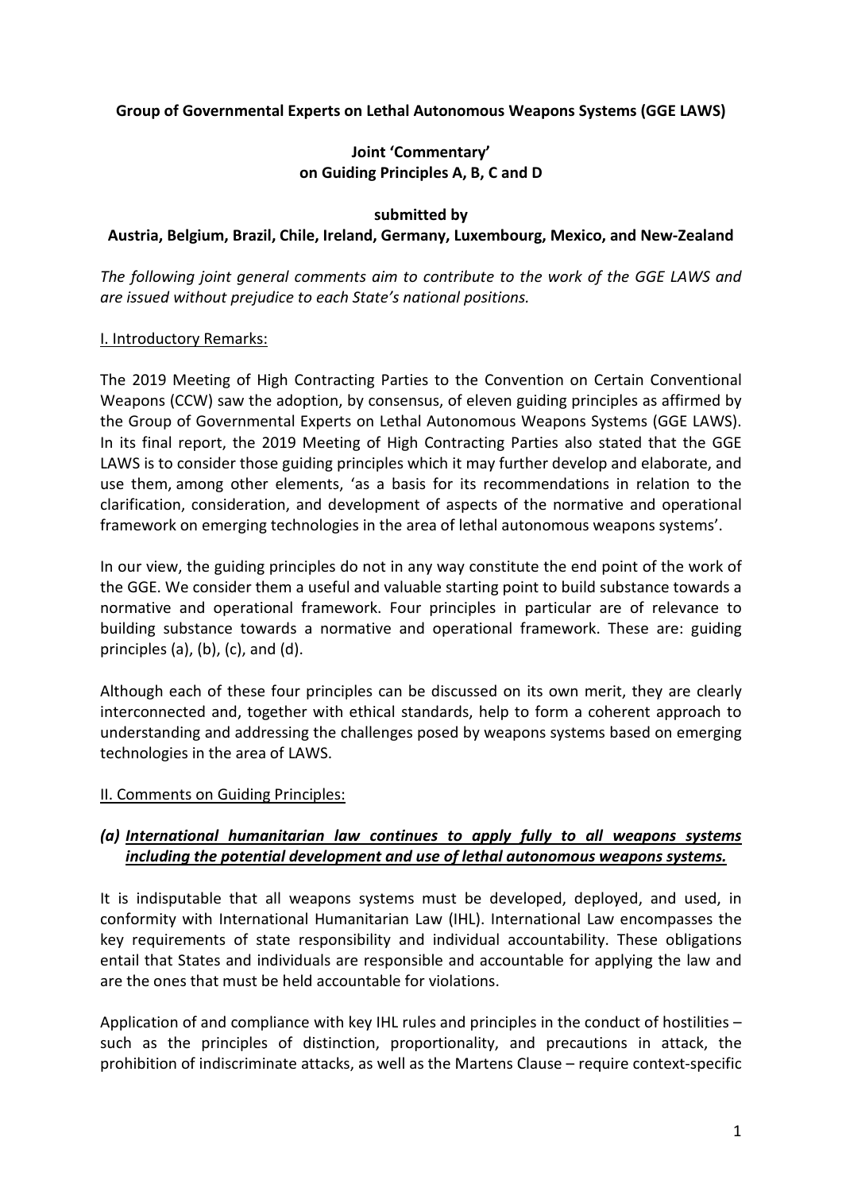**Group of Governmental Experts on Lethal Autonomous Weapons Systems (GGE LAWS)**

**Joint 'Commentary'**
**on Guiding Principles A, B, C and D**

**submitted by**
**Austria, Belgium, Brazil, Chile, Ireland, Germany, Luxembourg, Mexico, and New-Zealand**

*The following joint general comments aim to contribute to the work of the GGE LAWS and are issued without prejudice to each State's national positions.*

## I. Introductory Remarks:

The 2019 Meeting of High Contracting Parties to the Convention on Certain Conventional Weapons (CCW) saw the adoption, by consensus, of eleven guiding principles as affirmed by the Group of Governmental Experts on Lethal Autonomous Weapons Systems (GGE LAWS). In its final report, the 2019 Meeting of High Contracting Parties also stated that the GGE LAWS is to consider those guiding principles which it may further develop and elaborate, and use them, among other elements, 'as a basis for its recommendations in relation to the clarification, consideration, and development of aspects of the normative and operational framework on emerging technologies in the area of lethal autonomous weapons systems'.

In our view, the guiding principles do not in any way constitute the end point of the work of the GGE. We consider them a useful and valuable starting point to build substance towards a normative and operational framework. Four principles in particular are of relevance to building substance towards a normative and operational framework. These are: guiding principles (a), (b), (c), and (d).

Although each of these four principles can be discussed on its own merit, they are clearly interconnected and, together with ethical standards, help to form a coherent approach to understanding and addressing the challenges posed by weapons systems based on emerging technologies in the area of LAWS.

## II. Comments on Guiding Principles:

### *(a) International humanitarian law continues to apply fully to all weapons systems including the potential development and use of lethal autonomous weapons systems.*

It is indisputable that all weapons systems must be developed, deployed, and used, in conformity with International Humanitarian Law (IHL). International Law encompasses the key requirements of state responsibility and individual accountability. These obligations entail that States and individuals are responsible and accountable for applying the law and are the ones that must be held accountable for violations.

Application of and compliance with key IHL rules and principles in the conduct of hostilities – such as the principles of distinction, proportionality, and precautions in attack, the prohibition of indiscriminate attacks, as well as the Martens Clause – require context-specific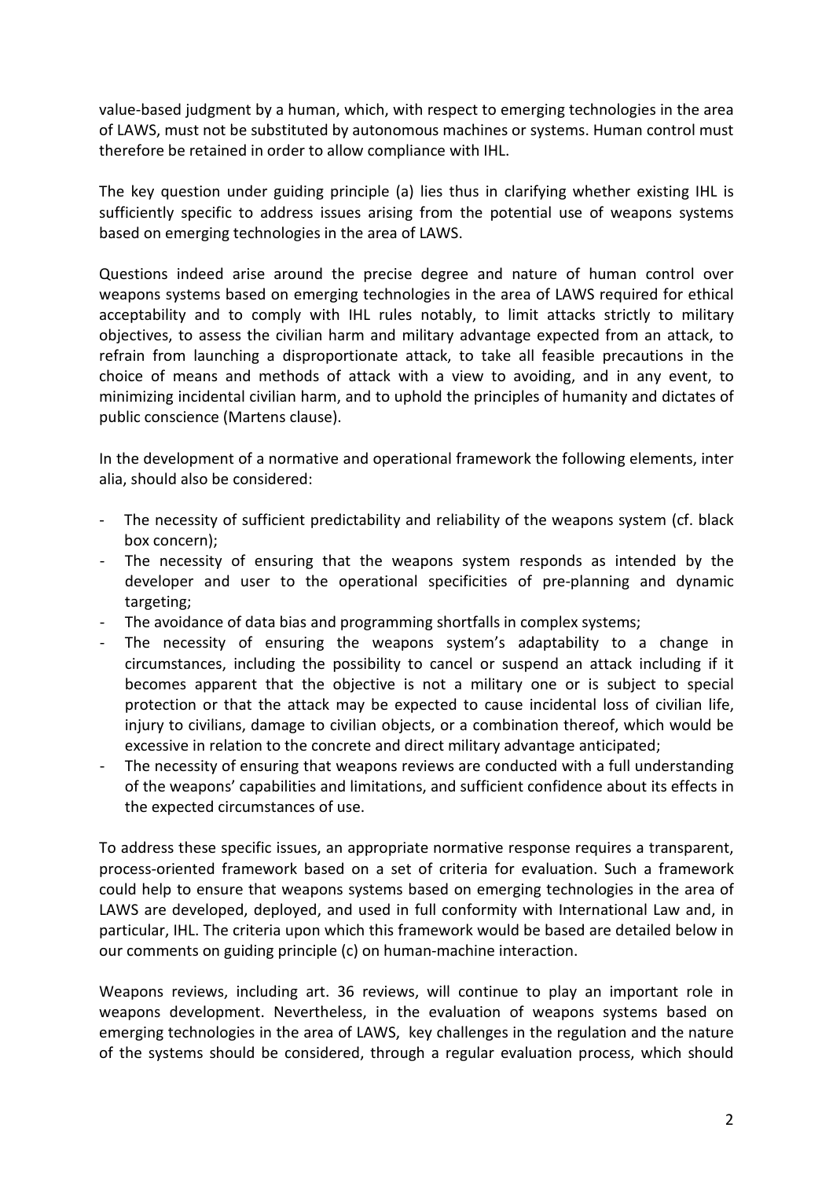value-based judgment by a human, which, with respect to emerging technologies in the area of LAWS, must not be substituted by autonomous machines or systems. Human control must therefore be retained in order to allow compliance with IHL.

The key question under guiding principle (a) lies thus in clarifying whether existing IHL is sufficiently specific to address issues arising from the potential use of weapons systems based on emerging technologies in the area of LAWS.

Questions indeed arise around the precise degree and nature of human control over weapons systems based on emerging technologies in the area of LAWS required for ethical acceptability and to comply with IHL rules notably, to limit attacks strictly to military objectives, to assess the civilian harm and military advantage expected from an attack, to refrain from launching a disproportionate attack, to take all feasible precautions in the choice of means and methods of attack with a view to avoiding, and in any event, to minimizing incidental civilian harm, and to uphold the principles of humanity and dictates of public conscience (Martens clause).

In the development of a normative and operational framework the following elements, inter alia, should also be considered:

- The necessity of sufficient predictability and reliability of the weapons system (cf. black box concern);
- The necessity of ensuring that the weapons system responds as intended by the developer and user to the operational specificities of pre-planning and dynamic targeting;
- The avoidance of data bias and programming shortfalls in complex systems;
- The necessity of ensuring the weapons system's adaptability to a change in circumstances, including the possibility to cancel or suspend an attack including if it becomes apparent that the objective is not a military one or is subject to special protection or that the attack may be expected to cause incidental loss of civilian life, injury to civilians, damage to civilian objects, or a combination thereof, which would be excessive in relation to the concrete and direct military advantage anticipated;
- The necessity of ensuring that weapons reviews are conducted with a full understanding of the weapons' capabilities and limitations, and sufficient confidence about its effects in the expected circumstances of use.

To address these specific issues, an appropriate normative response requires a transparent, process-oriented framework based on a set of criteria for evaluation. Such a framework could help to ensure that weapons systems based on emerging technologies in the area of LAWS are developed, deployed, and used in full conformity with International Law and, in particular, IHL. The criteria upon which this framework would be based are detailed below in our comments on guiding principle (c) on human-machine interaction.

Weapons reviews, including art. 36 reviews, will continue to play an important role in weapons development. Nevertheless, in the evaluation of weapons systems based on emerging technologies in the area of LAWS, key challenges in the regulation and the nature of the systems should be considered, through a regular evaluation process, which should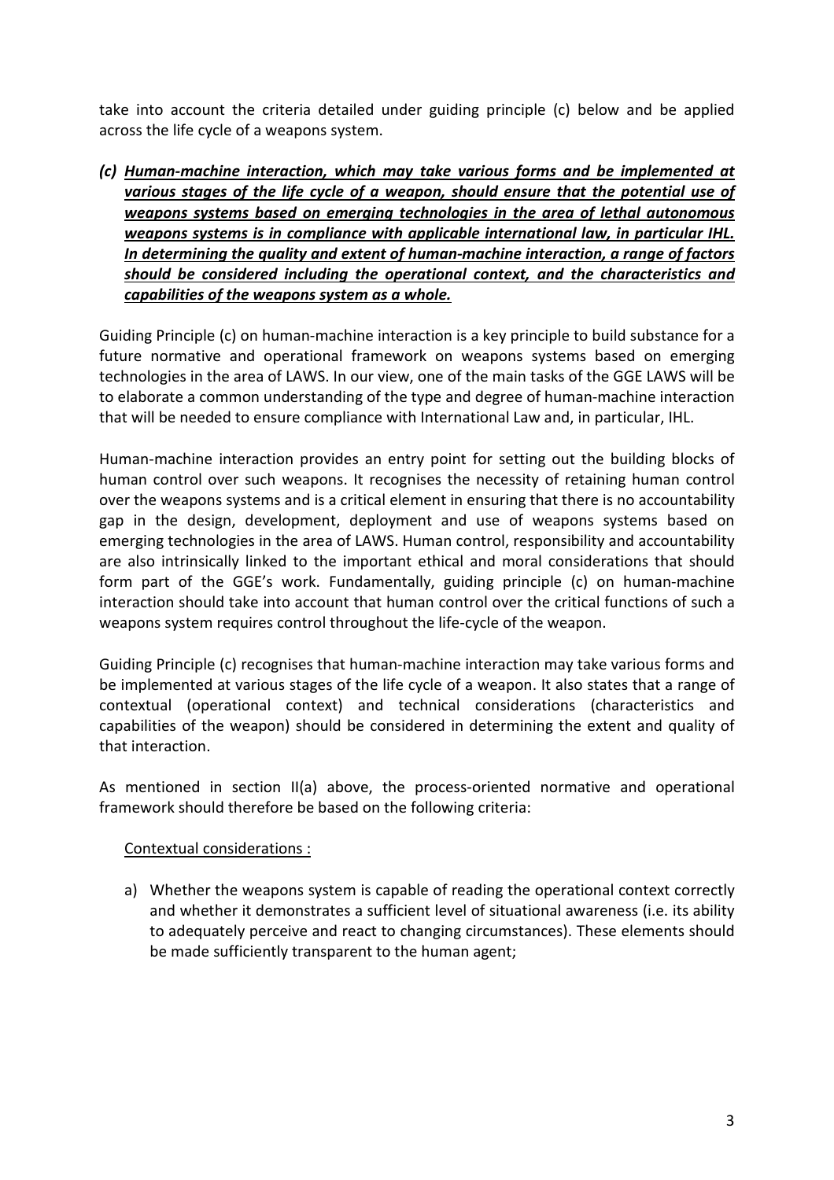take into account the criteria detailed under guiding principle (c) below and be applied across the life cycle of a weapons system.

***(c) <u>Human-machine interaction, which may take various forms and be implemented at various stages of the life cycle of a weapon, should ensure that the potential use of weapons systems based on emerging technologies in the area of lethal autonomous weapons systems is in compliance with applicable international law, in particular IHL. In determining the quality and extent of human-machine interaction, a range of factors should be considered including the operational context, and the characteristics and capabilities of the weapons system as a whole.</u>***

Guiding Principle (c) on human-machine interaction is a key principle to build substance for a future normative and operational framework on weapons systems based on emerging technologies in the area of LAWS. In our view, one of the main tasks of the GGE LAWS will be to elaborate a common understanding of the type and degree of human-machine interaction that will be needed to ensure compliance with International Law and, in particular, IHL.

Human-machine interaction provides an entry point for setting out the building blocks of human control over such weapons. It recognises the necessity of retaining human control over the weapons systems and is a critical element in ensuring that there is no accountability gap in the design, development, deployment and use of weapons systems based on emerging technologies in the area of LAWS. Human control, responsibility and accountability are also intrinsically linked to the important ethical and moral considerations that should form part of the GGE's work. Fundamentally, guiding principle (c) on human-machine interaction should take into account that human control over the critical functions of such a weapons system requires control throughout the life-cycle of the weapon.

Guiding Principle (c) recognises that human-machine interaction may take various forms and be implemented at various stages of the life cycle of a weapon. It also states that a range of contextual (operational context) and technical considerations (characteristics and capabilities of the weapon) should be considered in determining the extent and quality of that interaction.

As mentioned in section II(a) above, the process-oriented normative and operational framework should therefore be based on the following criteria:

<u>Contextual considerations :</u>

a) Whether the weapons system is capable of reading the operational context correctly and whether it demonstrates a sufficient level of situational awareness (i.e. its ability to adequately perceive and react to changing circumstances). These elements should be made sufficiently transparent to the human agent;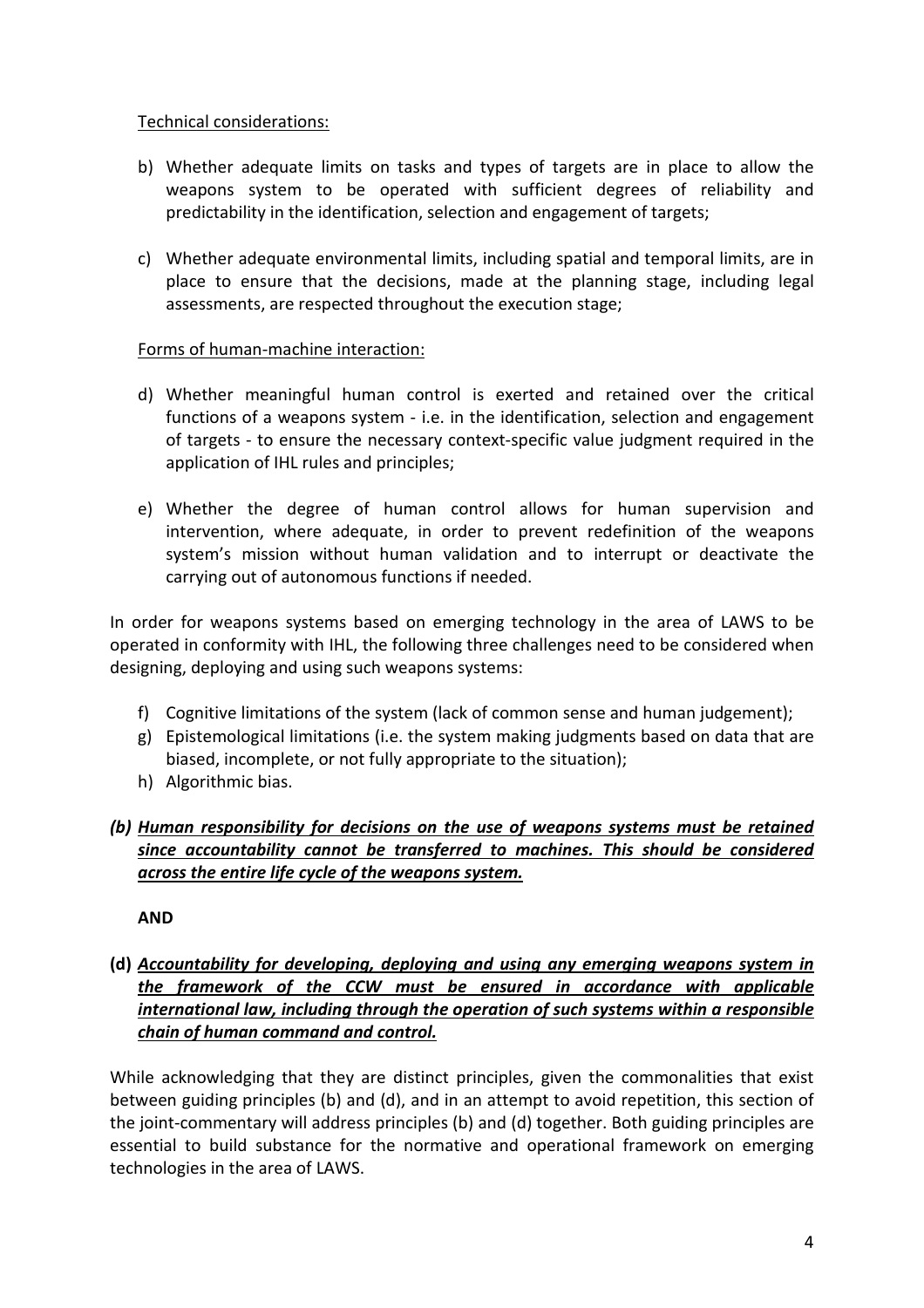<u>Technical considerations:</u>

b) Whether adequate limits on tasks and types of targets are in place to allow the weapons system to be operated with sufficient degrees of reliability and predictability in the identification, selection and engagement of targets;

c) Whether adequate environmental limits, including spatial and temporal limits, are in place to ensure that the decisions, made at the planning stage, including legal assessments, are respected throughout the execution stage;

<u>Forms of human-machine interaction:</u>

d) Whether meaningful human control is exerted and retained over the critical functions of a weapons system - i.e. in the identification, selection and engagement of targets - to ensure the necessary context-specific value judgment required in the application of IHL rules and principles;

e) Whether the degree of human control allows for human supervision and intervention, where adequate, in order to prevent redefinition of the weapons system's mission without human validation and to interrupt or deactivate the carrying out of autonomous functions if needed.

In order for weapons systems based on emerging technology in the area of LAWS to be operated in conformity with IHL, the following three challenges need to be considered when designing, deploying and using such weapons systems:

f) Cognitive limitations of the system (lack of common sense and human judgement);
g) Epistemological limitations (i.e. the system making judgments based on data that are biased, incomplete, or not fully appropriate to the situation);
h) Algorithmic bias.

***(b) <u>Human responsibility for decisions on the use of weapons systems must be retained since accountability cannot be transferred to machines. This should be considered across the entire life cycle of the weapons system.</u>***

**AND**

**(d)** ***<u>Accountability for developing, deploying and using any emerging weapons system in the framework of the CCW must be ensured in accordance with applicable international law, including through the operation of such systems within a responsible chain of human command and control.</u>***

While acknowledging that they are distinct principles, given the commonalities that exist between guiding principles (b) and (d), and in an attempt to avoid repetition, this section of the joint-commentary will address principles (b) and (d) together. Both guiding principles are essential to build substance for the normative and operational framework on emerging technologies in the area of LAWS.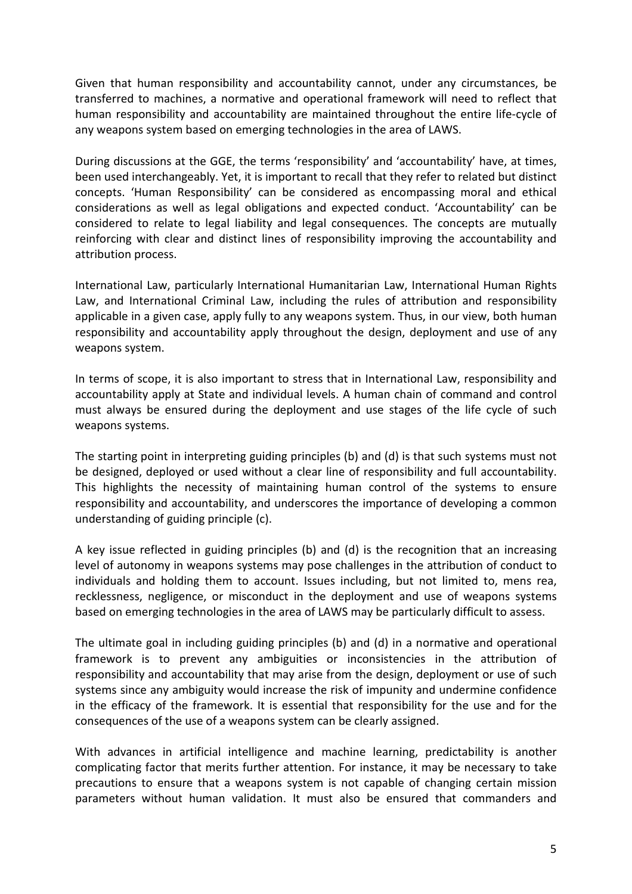Given that human responsibility and accountability cannot, under any circumstances, be transferred to machines, a normative and operational framework will need to reflect that human responsibility and accountability are maintained throughout the entire life-cycle of any weapons system based on emerging technologies in the area of LAWS.

During discussions at the GGE, the terms 'responsibility' and 'accountability' have, at times, been used interchangeably. Yet, it is important to recall that they refer to related but distinct concepts. 'Human Responsibility' can be considered as encompassing moral and ethical considerations as well as legal obligations and expected conduct. 'Accountability' can be considered to relate to legal liability and legal consequences. The concepts are mutually reinforcing with clear and distinct lines of responsibility improving the accountability and attribution process.

International Law, particularly International Humanitarian Law, International Human Rights Law, and International Criminal Law, including the rules of attribution and responsibility applicable in a given case, apply fully to any weapons system. Thus, in our view, both human responsibility and accountability apply throughout the design, deployment and use of any weapons system.

In terms of scope, it is also important to stress that in International Law, responsibility and accountability apply at State and individual levels. A human chain of command and control must always be ensured during the deployment and use stages of the life cycle of such weapons systems.

The starting point in interpreting guiding principles (b) and (d) is that such systems must not be designed, deployed or used without a clear line of responsibility and full accountability. This highlights the necessity of maintaining human control of the systems to ensure responsibility and accountability, and underscores the importance of developing a common understanding of guiding principle (c).

A key issue reflected in guiding principles (b) and (d) is the recognition that an increasing level of autonomy in weapons systems may pose challenges in the attribution of conduct to individuals and holding them to account. Issues including, but not limited to, mens rea, recklessness, negligence, or misconduct in the deployment and use of weapons systems based on emerging technologies in the area of LAWS may be particularly difficult to assess.

The ultimate goal in including guiding principles (b) and (d) in a normative and operational framework is to prevent any ambiguities or inconsistencies in the attribution of responsibility and accountability that may arise from the design, deployment or use of such systems since any ambiguity would increase the risk of impunity and undermine confidence in the efficacy of the framework. It is essential that responsibility for the use and for the consequences of the use of a weapons system can be clearly assigned.

With advances in artificial intelligence and machine learning, predictability is another complicating factor that merits further attention. For instance, it may be necessary to take precautions to ensure that a weapons system is not capable of changing certain mission parameters without human validation. It must also be ensured that commanders and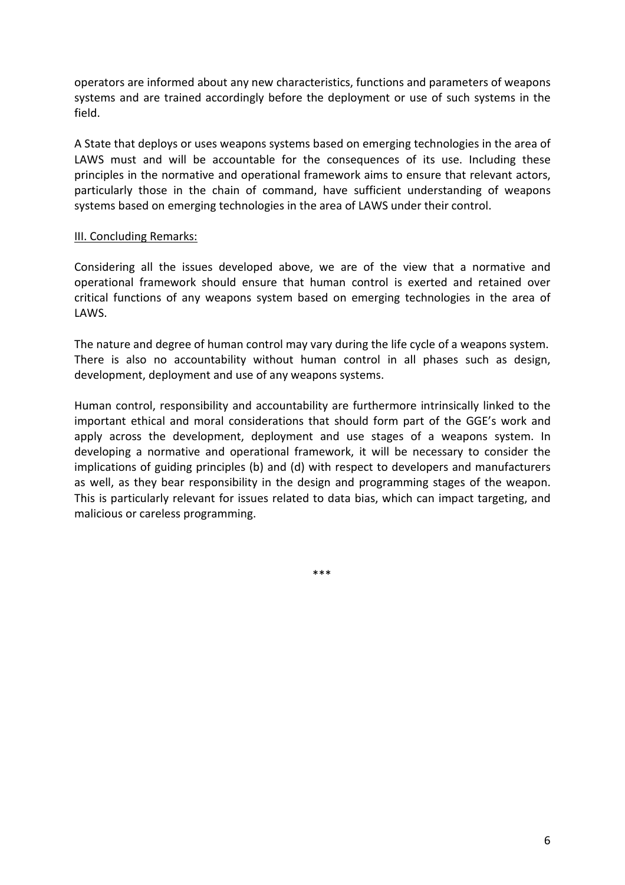operators are informed about any new characteristics, functions and parameters of weapons systems and are trained accordingly before the deployment or use of such systems in the field.

A State that deploys or uses weapons systems based on emerging technologies in the area of LAWS must and will be accountable for the consequences of its use. Including these principles in the normative and operational framework aims to ensure that relevant actors, particularly those in the chain of command, have sufficient understanding of weapons systems based on emerging technologies in the area of LAWS under their control.

## III. Concluding Remarks:

Considering all the issues developed above, we are of the view that a normative and operational framework should ensure that human control is exerted and retained over critical functions of any weapons system based on emerging technologies in the area of LAWS.

The nature and degree of human control may vary during the life cycle of a weapons system. There is also no accountability without human control in all phases such as design, development, deployment and use of any weapons systems.

Human control, responsibility and accountability are furthermore intrinsically linked to the important ethical and moral considerations that should form part of the GGE's work and apply across the development, deployment and use stages of a weapons system. In developing a normative and operational framework, it will be necessary to consider the implications of guiding principles (b) and (d) with respect to developers and manufacturers as well, as they bear responsibility in the design and programming stages of the weapon. This is particularly relevant for issues related to data bias, which can impact targeting, and malicious or careless programming.

***